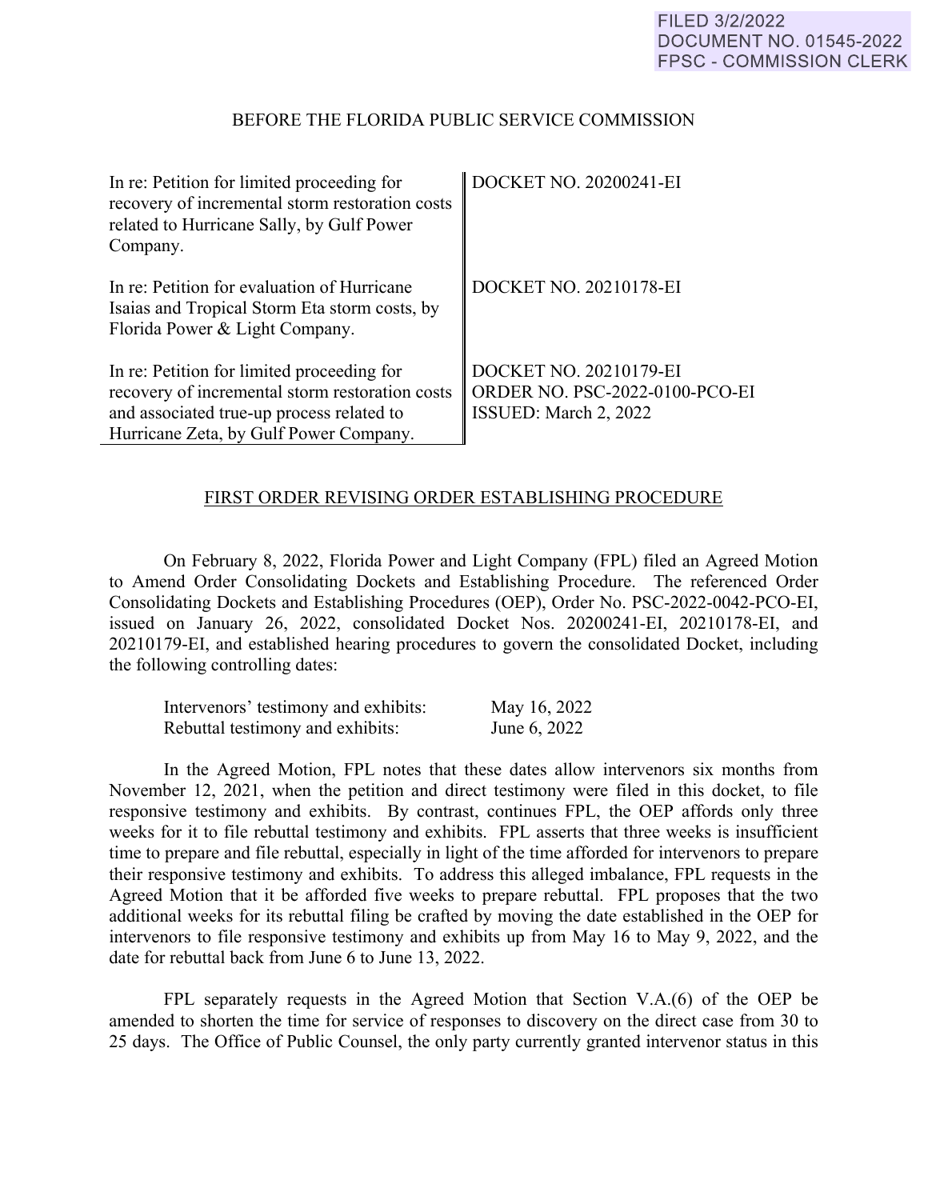FILED 3/2/2022
DOCUMENT NO. 01545-2022
FPSC - COMMISSION CLERK

BEFORE THE FLORIDA PUBLIC SERVICE COMMISSION

| | |
|---|---|
| In re: Petition for limited proceeding for recovery of incremental storm restoration costs related to Hurricane Sally, by Gulf Power Company. | DOCKET NO. 20200241-EI |
| In re: Petition for evaluation of Hurricane Isaias and Tropical Storm Eta storm costs, by Florida Power & Light Company. | DOCKET NO. 20210178-EI |
| In re: Petition for limited proceeding for recovery of incremental storm restoration costs and associated true-up process related to Hurricane Zeta, by Gulf Power Company. | DOCKET NO. 20210179-EI<br>ORDER NO. PSC-2022-0100-PCO-EI<br>ISSUED: March 2, 2022 |

FIRST ORDER REVISING ORDER ESTABLISHING PROCEDURE

On February 8, 2022, Florida Power and Light Company (FPL) filed an Agreed Motion to Amend Order Consolidating Dockets and Establishing Procedure. The referenced Order Consolidating Dockets and Establishing Procedures (OEP), Order No. PSC-2022-0042-PCO-EI, issued on January 26, 2022, consolidated Docket Nos. 20200241-EI, 20210178-EI, and 20210179-EI, and established hearing procedures to govern the consolidated Docket, including the following controlling dates:

| | |
|---|---|
| Intervenors' testimony and exhibits: | May 16, 2022 |
| Rebuttal testimony and exhibits: | June 6, 2022 |

In the Agreed Motion, FPL notes that these dates allow intervenors six months from November 12, 2021, when the petition and direct testimony were filed in this docket, to file responsive testimony and exhibits. By contrast, continues FPL, the OEP affords only three weeks for it to file rebuttal testimony and exhibits. FPL asserts that three weeks is insufficient time to prepare and file rebuttal, especially in light of the time afforded for intervenors to prepare their responsive testimony and exhibits. To address this alleged imbalance, FPL requests in the Agreed Motion that it be afforded five weeks to prepare rebuttal. FPL proposes that the two additional weeks for its rebuttal filing be crafted by moving the date established in the OEP for intervenors to file responsive testimony and exhibits up from May 16 to May 9, 2022, and the date for rebuttal back from June 6 to June 13, 2022.

FPL separately requests in the Agreed Motion that Section V.A.(6) of the OEP be amended to shorten the time for service of responses to discovery on the direct case from 30 to 25 days. The Office of Public Counsel, the only party currently granted intervenor status in this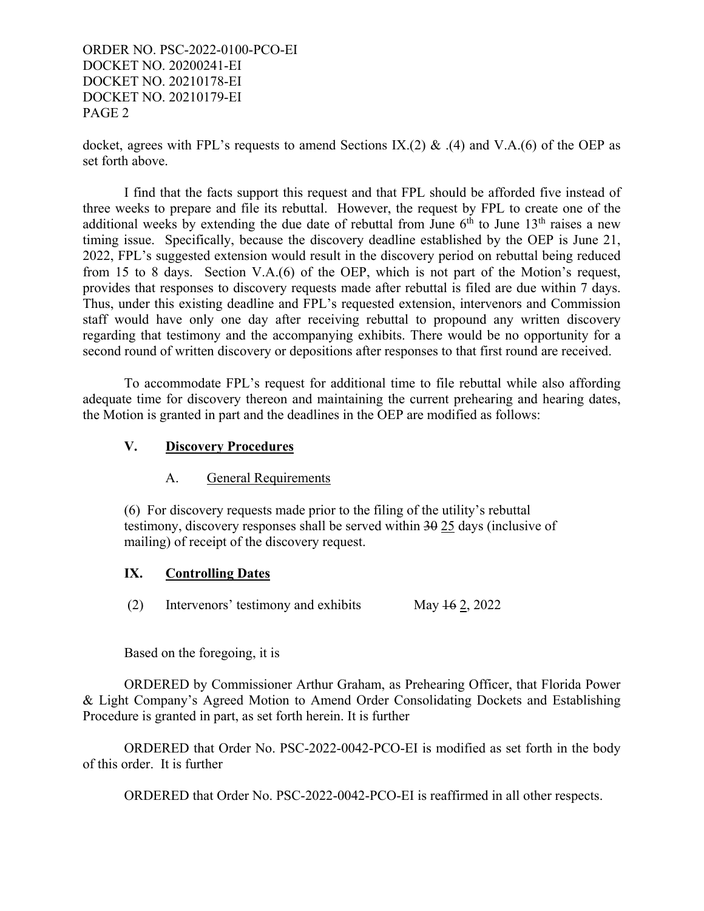docket, agrees with FPL's requests to amend Sections IX.(2) & .(4) and V.A.(6) of the OEP as set forth above.

I find that the facts support this request and that FPL should be afforded five instead of three weeks to prepare and file its rebuttal. However, the request by FPL to create one of the additional weeks by extending the due date of rebuttal from June 6th to June 13th raises a new timing issue. Specifically, because the discovery deadline established by the OEP is June 21, 2022, FPL's suggested extension would result in the discovery period on rebuttal being reduced from 15 to 8 days. Section V.A.(6) of the OEP, which is not part of the Motion's request, provides that responses to discovery requests made after rebuttal is filed are due within 7 days. Thus, under this existing deadline and FPL's requested extension, intervenors and Commission staff would have only one day after receiving rebuttal to propound any written discovery regarding that testimony and the accompanying exhibits. There would be no opportunity for a second round of written discovery or depositions after responses to that first round are received.

To accommodate FPL's request for additional time to file rebuttal while also affording adequate time for discovery thereon and maintaining the current prehearing and hearing dates, the Motion is granted in part and the deadlines in the OEP are modified as follows:

## V. Discovery Procedures

### A. General Requirements

(6) For discovery requests made prior to the filing of the utility's rebuttal testimony, discovery responses shall be served within ~~30~~ 25 days (inclusive of mailing) of receipt of the discovery request.

## IX. Controlling Dates

(2) Intervenors' testimony and exhibits May ~~16~~ 2, 2022

Based on the foregoing, it is

ORDERED by Commissioner Arthur Graham, as Prehearing Officer, that Florida Power & Light Company's Agreed Motion to Amend Order Consolidating Dockets and Establishing Procedure is granted in part, as set forth herein. It is further

ORDERED that Order No. PSC-2022-0042-PCO-EI is modified as set forth in the body of this order. It is further

ORDERED that Order No. PSC-2022-0042-PCO-EI is reaffirmed in all other respects.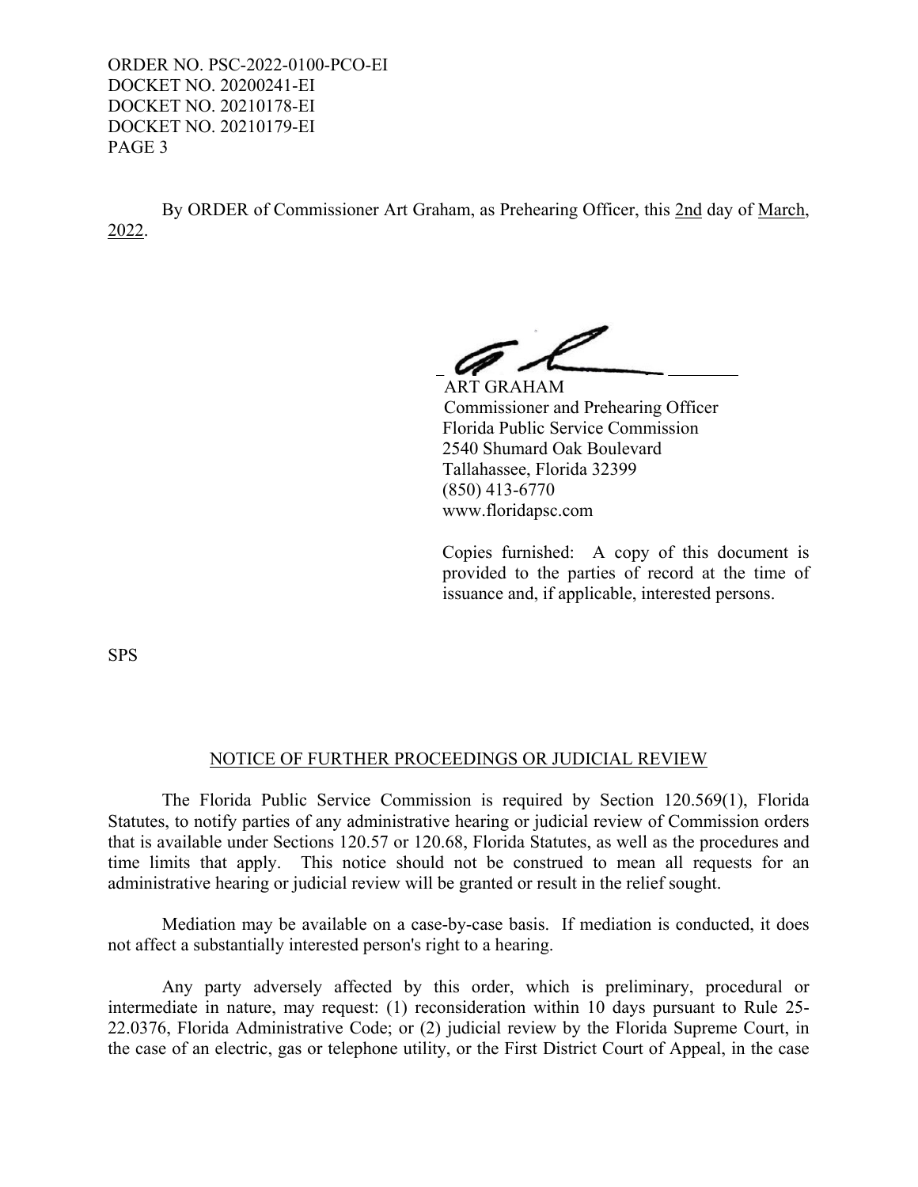By ORDER of Commissioner Art Graham, as Prehearing Officer, this 2nd day of March, 2022.

ART GRAHAM
Commissioner and Prehearing Officer
Florida Public Service Commission
2540 Shumard Oak Boulevard
Tallahassee, Florida 32399
(850) 413-6770
www.floridapsc.com

Copies furnished: A copy of this document is provided to the parties of record at the time of issuance and, if applicable, interested persons.

SPS

## NOTICE OF FURTHER PROCEEDINGS OR JUDICIAL REVIEW

The Florida Public Service Commission is required by Section 120.569(1), Florida Statutes, to notify parties of any administrative hearing or judicial review of Commission orders that is available under Sections 120.57 or 120.68, Florida Statutes, as well as the procedures and time limits that apply. This notice should not be construed to mean all requests for an administrative hearing or judicial review will be granted or result in the relief sought.

Mediation may be available on a case-by-case basis. If mediation is conducted, it does not affect a substantially interested person's right to a hearing.

Any party adversely affected by this order, which is preliminary, procedural or intermediate in nature, may request: (1) reconsideration within 10 days pursuant to Rule 25-22.0376, Florida Administrative Code; or (2) judicial review by the Florida Supreme Court, in the case of an electric, gas or telephone utility, or the First District Court of Appeal, in the case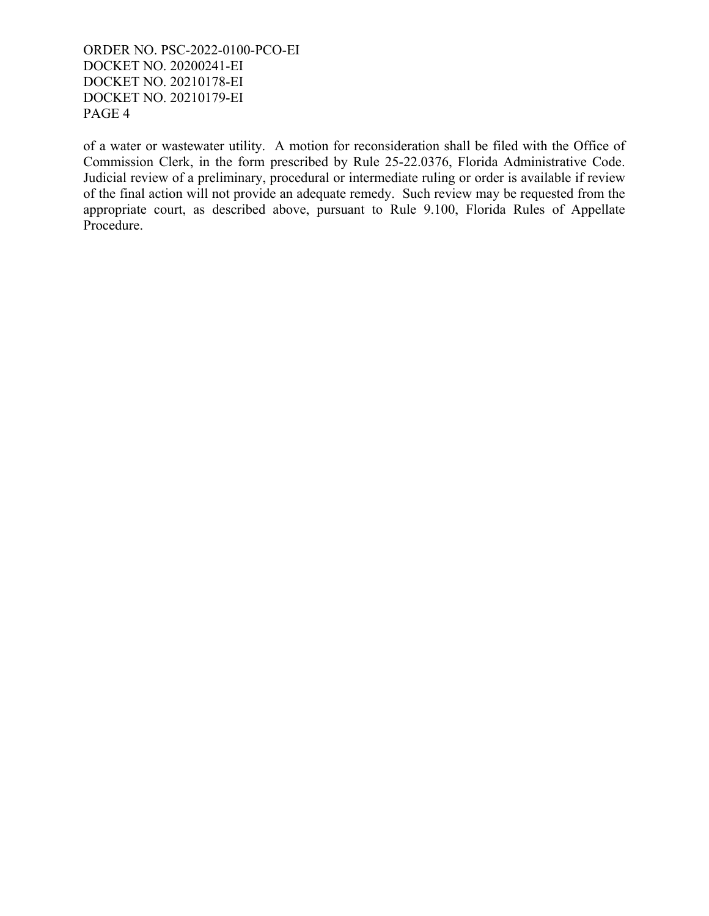of a water or wastewater utility. A motion for reconsideration shall be filed with the Office of Commission Clerk, in the form prescribed by Rule 25-22.0376, Florida Administrative Code. Judicial review of a preliminary, procedural or intermediate ruling or order is available if review of the final action will not provide an adequate remedy. Such review may be requested from the appropriate court, as described above, pursuant to Rule 9.100, Florida Rules of Appellate Procedure.